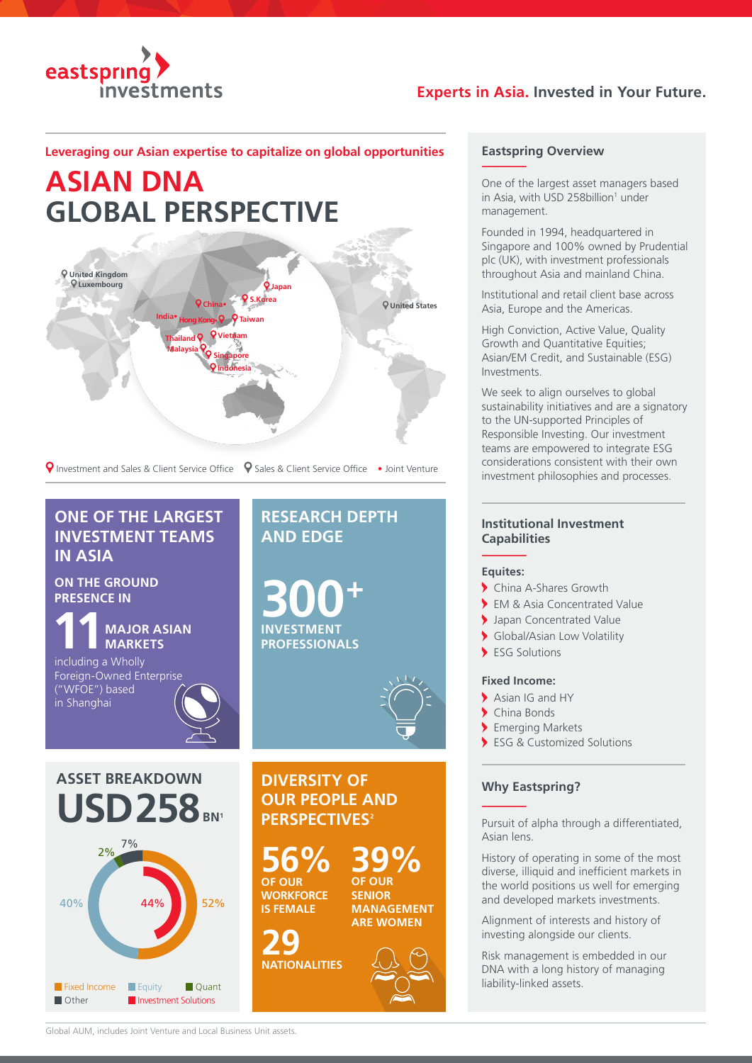eastspring investments

**Experts in Asia.** Invested in Your Future.

**Leveraging our Asian expertise to capitalize on global opportunities**

# ASIAN DNA
# GLOBAL PERSPECTIVE

United Kingdom, Luxembourg, Japan, S.Korea, China, United States, India, Hong Kong, Taiwan, Thailand, Vietnam, Malaysia, Singapore, Indonesia

Investment and Sales & Client Service Office · Sales & Client Service Office · Joint Venture

## ONE OF THE LARGEST INVESTMENT TEAMS IN ASIA

**ON THE GROUND PRESENCE IN**

**11 MAJOR ASIAN MARKETS**

including a Wholly Foreign-Owned Enterprise ("WFOE") based in Shanghai

## RESEARCH DEPTH AND EDGE

**300+**
**INVESTMENT PROFESSIONALS**

## ASSET BREAKDOWN

**USD258 BN[1]**

| Category | Share |
|---|---|
| Fixed Income | 52% |
| Equity | 40% |
| Quant | 2% |
| Other | 7% |
| Investment Solutions | 44% |

## DIVERSITY OF OUR PEOPLE AND PERSPECTIVES[2]

**56%** OF OUR WORKFORCE IS FEMALE

**39%** OF OUR SENIOR MANAGEMENT ARE WOMEN

**29** NATIONALITIES

### Eastspring Overview

One of the largest asset managers based in Asia, with USD 258billion[1] under management.

Founded in 1994, headquartered in Singapore and 100% owned by Prudential plc (UK), with investment professionals throughout Asia and mainland China.

Institutional and retail client base across Asia, Europe and the Americas.

High Conviction, Active Value, Quality Growth and Quantitative Equities; Asian/EM Credit, and Sustainable (ESG) Investments.

We seek to align ourselves to global sustainability initiatives and are a signatory to the UN-supported Principles of Responsible Investing. Our investment teams are empowered to integrate ESG considerations consistent with their own investment philosophies and processes.

### Institutional Investment Capabilities

**Equites:**

- China A-Shares Growth
- EM & Asia Concentrated Value
- Japan Concentrated Value
- Global/Asian Low Volatility
- ESG Solutions

**Fixed Income:**

- Asian IG and HY
- China Bonds
- Emerging Markets
- ESG & Customized Solutions

### Why Eastspring?

Pursuit of alpha through a differentiated, Asian lens.

History of operating in some of the most diverse, illiquid and inefficient markets in the world positions us well for emerging and developed markets investments.

Alignment of interests and history of investing alongside our clients.

Risk management is embedded in our DNA with a long history of managing liability-linked assets.

Global AUM, includes Joint Venture and Local Business Unit assets.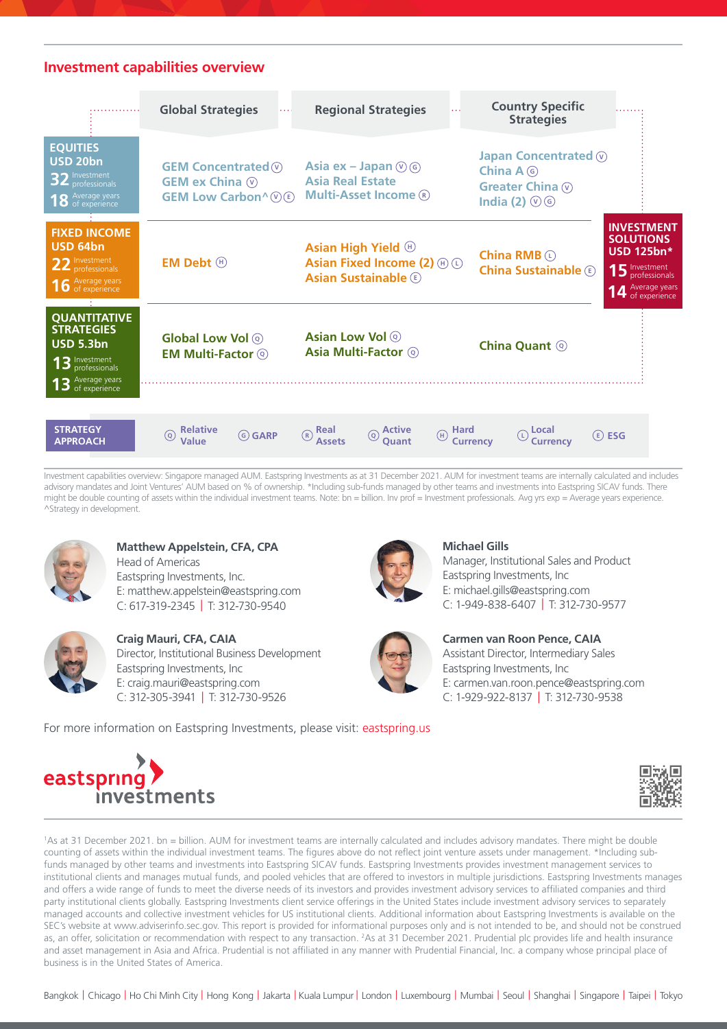## Investment capabilities overview

| | Global Strategies | Regional Strategies | Country Specific Strategies |
|---|---|---|---|
| **EQUITIES** USD 20bn, 32 Investment professionals, 18 Average years of experience | GEM Concentrated (V)<br>GEM ex China (V)<br>GEM Low Carbon^ (V)(E) | Asia ex – Japan (V)(G)<br>Asian Real Estate<br>Multi-Asset Income (R) | Japan Concentrated (V)<br>China A (G)<br>Greater China (V)<br>India (2) (V)(G) |
| **FIXED INCOME** USD 64bn, 22 Investment professionals, 16 Average years of experience | EM Debt (H) | Asian High Yield (H)<br>Asian Fixed Income (2) (H)(L)<br>Asian Sustainable (E) | China RMB (L)<br>China Sustainable (E) |
| **QUANTITATIVE STRATEGIES** USD 5.3bn, 13 Investment professionals, 13 Average years of experience | Global Low Vol (Q)<br>EM Multi-Factor (Q) | Asian Low Vol (Q)<br>Asia Multi-Factor (Q) | China Quant (Q) |

**INVESTMENT SOLUTIONS**
USD 125bn*
15 Investment professionals
14 Average years of experience

**STRATEGY APPROACH:** (Q) Relative Value | (G) GARP | (R) Real Assets | (Q) Active Quant | (H) Hard Currency | (L) Local Currency | (E) ESG

Investment capabilities overview: Singapore managed AUM. Eastspring Investments as at 31 December 2021. AUM for investment teams are internally calculated and includes advisory mandates and Joint Ventures' AUM based on % of ownership. *Including sub-funds managed by other teams and investments into Eastspring SICAV funds. There might be double counting of assets within the individual investment teams. Note: bn = billion. Inv prof = Investment professionals. Avg yrs exp = Average years experience. ^Strategy in development.

**Matthew Appelstein, CFA, CPA**
Head of Americas
Eastspring Investments, Inc.
E: matthew.appelstein@eastspring.com
C: 617-319-2345 | T: 312-730-9540

**Michael Gills**
Manager, Institutional Sales and Product
Eastspring Investments, Inc
E: michael.gills@eastspring.com
C: 1-949-838-6407 | T: 312-730-9577

**Craig Mauri, CFA, CAIA**
Director, Institutional Business Development
Eastspring Investments, Inc
E: craig.mauri@eastspring.com
C: 312-305-3941 | T: 312-730-9526

**Carmen van Roon Pence, CAIA**
Assistant Director, Intermediary Sales
Eastspring Investments, Inc
E: carmen.van.roon.pence@eastspring.com
C: 1-929-922-8137 | T: 312-730-9538

For more information on Eastspring Investments, please visit: eastspring.us

eastspring investments

[1]As at 31 December 2021. bn = billion. AUM for investment teams are internally calculated and includes advisory mandates. There might be double counting of assets within the individual investment teams. The figures above do not reflect joint venture assets under management. *Including sub-funds managed by other teams and investments into Eastspring SICAV funds. Eastspring Investments provides investment management services to institutional clients and manages mutual funds, and pooled vehicles that are offered to investors in multiple jurisdictions. Eastspring Investments manages and offers a wide range of funds to meet the diverse needs of its investors and provides investment advisory services to affiliated companies and third party institutional clients globally. Eastspring Investments client service offerings in the United States include investment advisory services to separately managed accounts and collective investment vehicles for US institutional clients. Additional information about Eastspring Investments is available on the SEC's website at www.adviserinfo.sec.gov. This report is provided for informational purposes only and is not intended to be, and should not be construed as, an offer, solicitation or recommendation with respect to any transaction. [2]As at 31 December 2021. Prudential plc provides life and health insurance and asset management in Asia and Africa. Prudential is not affiliated in any manner with Prudential Financial, Inc. a company whose principal place of business is in the United States of America.

Bangkok | Chicago | Ho Chi Minh City | Hong Kong | Jakarta | Kuala Lumpur | London | Luxembourg | Mumbai | Seoul | Shanghai | Singapore | Taipei | Tokyo